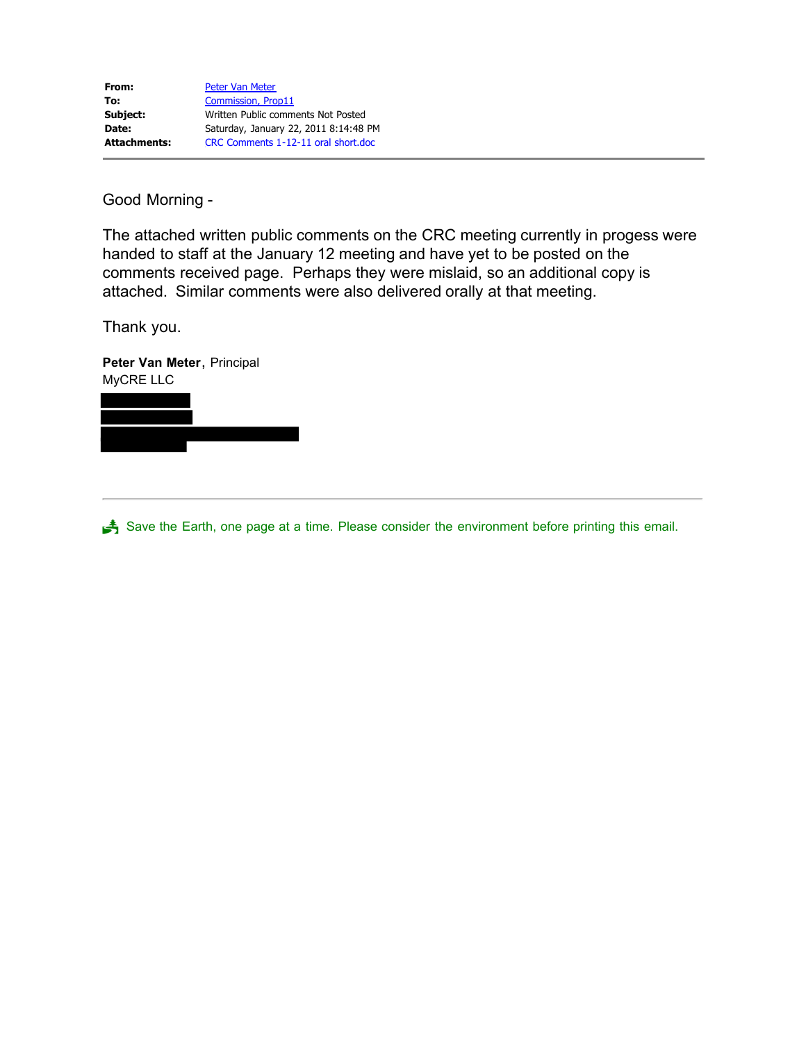**From:** Peter Van Meter
**To:** Commission, Prop11
**Subject:** Written Public comments Not Posted
**Date:** Saturday, January 22, 2011 8:14:48 PM
**Attachments:** CRC Comments 1-12-11 oral short.doc

---

Good Morning -

The attached written public comments on the CRC meeting currently in progess were handed to staff at the January 12 meeting and have yet to be posted on the comments received page. Perhaps they were mislaid, so an additional copy is attached. Similar comments were also delivered orally at that meeting.

Thank you.

**Peter Van Meter**, Principal
MyCRE LLC

---

Save the Earth, one page at a time. Please consider the environment before printing this email.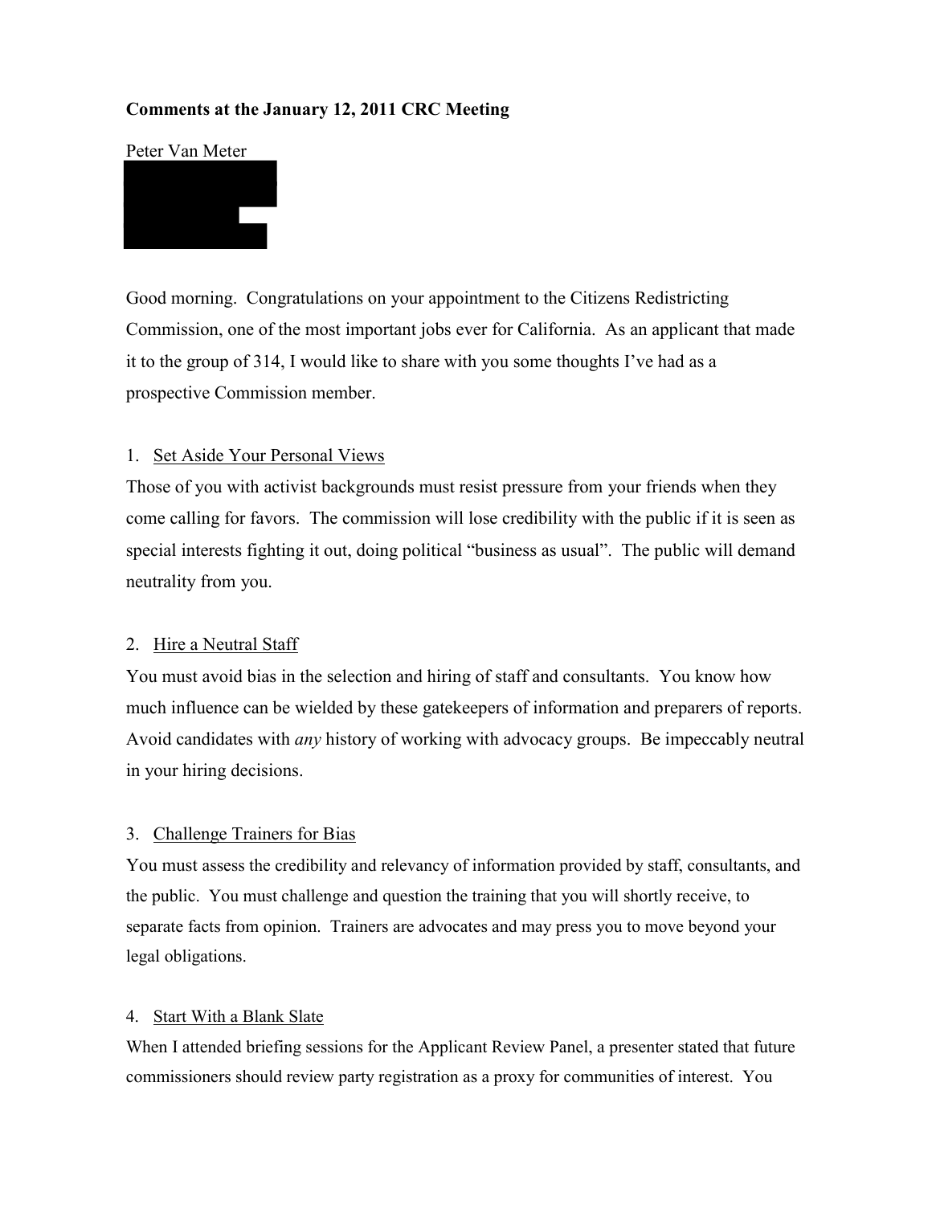**Comments at the January 12, 2011 CRC Meeting**

Peter Van Meter

Good morning. Congratulations on your appointment to the Citizens Redistricting Commission, one of the most important jobs ever for California. As an applicant that made it to the group of 314, I would like to share with you some thoughts I've had as a prospective Commission member.

1. Set Aside Your Personal Views

Those of you with activist backgrounds must resist pressure from your friends when they come calling for favors. The commission will lose credibility with the public if it is seen as special interests fighting it out, doing political "business as usual". The public will demand neutrality from you.

2. Hire a Neutral Staff

You must avoid bias in the selection and hiring of staff and consultants. You know how much influence can be wielded by these gatekeepers of information and preparers of reports. Avoid candidates with *any* history of working with advocacy groups. Be impeccably neutral in your hiring decisions.

3. Challenge Trainers for Bias

You must assess the credibility and relevancy of information provided by staff, consultants, and the public. You must challenge and question the training that you will shortly receive, to separate facts from opinion. Trainers are advocates and may press you to move beyond your legal obligations.

4. Start With a Blank Slate

When I attended briefing sessions for the Applicant Review Panel, a presenter stated that future commissioners should review party registration as a proxy for communities of interest. You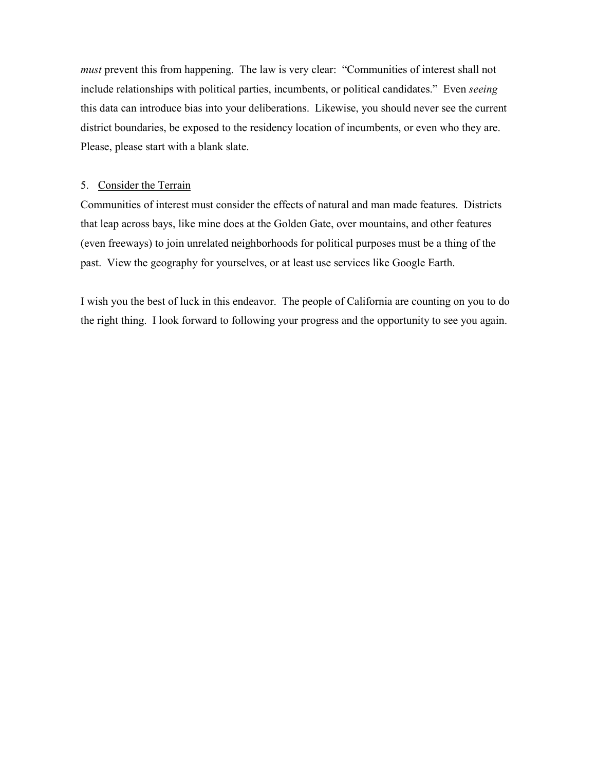*must* prevent this from happening. The law is very clear: "Communities of interest shall not include relationships with political parties, incumbents, or political candidates." Even *seeing* this data can introduce bias into your deliberations. Likewise, you should never see the current district boundaries, be exposed to the residency location of incumbents, or even who they are. Please, please start with a blank slate.

5. <u>Consider the Terrain</u>

Communities of interest must consider the effects of natural and man made features. Districts that leap across bays, like mine does at the Golden Gate, over mountains, and other features (even freeways) to join unrelated neighborhoods for political purposes must be a thing of the past. View the geography for yourselves, or at least use services like Google Earth.

I wish you the best of luck in this endeavor. The people of California are counting on you to do the right thing. I look forward to following your progress and the opportunity to see you again.